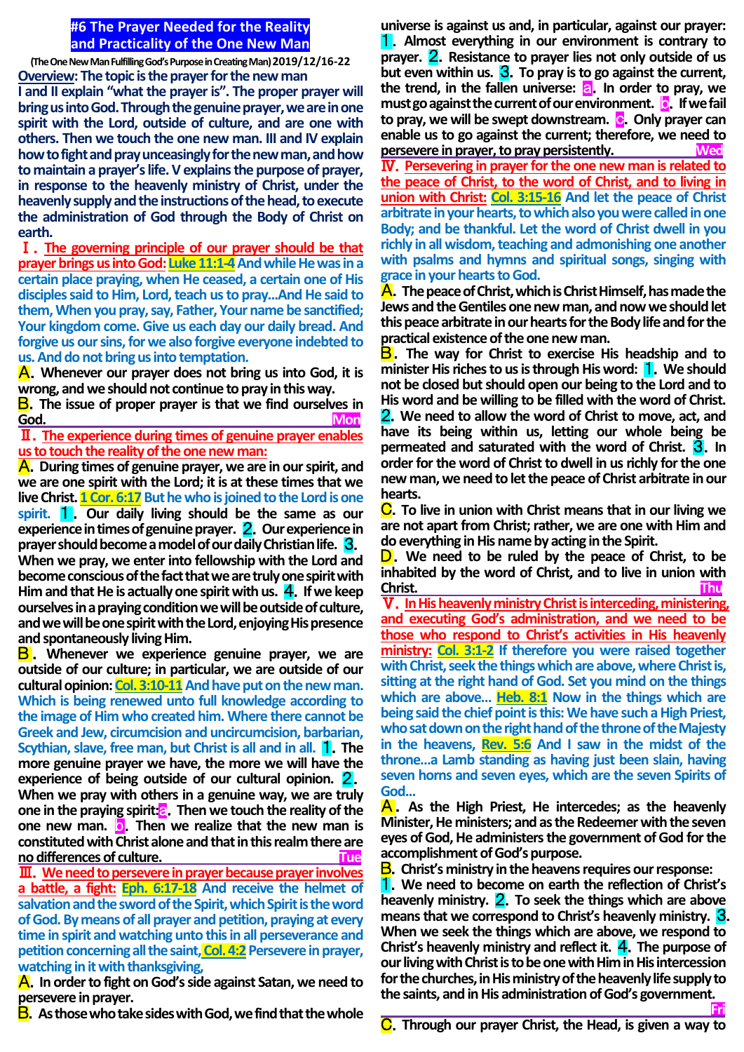# #6 The Prayer Needed for the Reality and Practicality of the One New Man

**(The One New Man Fulfilling God's Purpose in Creating Man) 2019/12/16-22**

**Overview: The topic is the prayer for the new man**

**I and II explain "what the prayer is". The proper prayer will bring us into God. Through the genuine prayer, we are in one spirit with the Lord, outside of culture, and are one with others. Then we touch the one new man. III and IV explain how to fight and pray unceasingly for the new man, and how to maintain a prayer's life. V explains the purpose of prayer, in response to the heavenly ministry of Christ, under the heavenly supply and the instructions of the head, to execute the administration of God through the Body of Christ on earth.**

**Ⅰ. The governing principle of our prayer should be that prayer brings us into God: Luke 11:1-4** And while He was in a certain place praying, when He ceased, a certain one of His disciples said to Him, Lord, teach us to pray…And He said to them, When you pray, say, Father, Your name be sanctified; Your kingdom come. Give us each day our daily bread. And forgive us our sins, for we also forgive everyone indebted to us. And do not bring us into temptation.

**A.** Whenever our prayer does not bring us into God, it is wrong, and we should not continue to pray in this way.

**B.** The issue of proper prayer is that we find ourselves in God.

**Mon**

**Ⅱ. The experience during times of genuine prayer enables us to touch the reality of the one new man:**

**A.** During times of genuine prayer, we are in our spirit, and we are one spirit with the Lord; it is at these times that we live Christ. **1 Cor. 6:17** But he who is joined to the Lord is one spirit. **1.** Our daily living should be the same as our experience in times of genuine prayer. **2.** Our experience in prayer should become a model of our daily Christian life. **3.** When we pray, we enter into fellowship with the Lord and become conscious of the fact that we are truly one spirit with Him and that He is actually one spirit with us. **4.** If we keep ourselves in a praying condition we will be outside of culture, and we will be one spirit with the Lord, enjoying His presence and spontaneously living Him.

**B.** Whenever we experience genuine prayer, we are outside of our culture; in particular, we are outside of our cultural opinion: **Col. 3:10-11** And have put on the new man. Which is being renewed unto full knowledge according to the image of Him who created him. Where there cannot be Greek and Jew, circumcision and uncircumcision, barbarian, Scythian, slave, free man, but Christ is all and in all. **1.** The more genuine prayer we have, the more we will have the experience of being outside of our cultural opinion. **2.** When we pray with others in a genuine way, we are truly one in the praying spirit: **a.** Then we touch the reality of the one new man. **b.** Then we realize that the new man is constituted with Christ alone and that in this realm there are no differences of culture.

**Tue**

**Ⅲ. We need to persevere in prayer because prayer involves a battle, a fight: Eph. 6:17-18** And receive the helmet of salvation and the sword of the Spirit, which Spirit is the word of God. By means of all prayer and petition, praying at every time in spirit and watching unto this in all perseverance and petition concerning all the saint, **Col. 4:2** Persevere in prayer, watching in it with thanksgiving,

**A.** In order to fight on God's side against Satan, we need to persevere in prayer.

**B.** As those who take sides with God, we find that the whole universe is against us and, in particular, against our prayer: **1.** Almost everything in our environment is contrary to prayer. **2.** Resistance to prayer lies not only outside of us but even within us. **3.** To pray is to go against the current, the trend, in the fallen universe: **a.** In order to pray, we must go against the current of our environment. **b.** If we fail to pray, we will be swept downstream. **c.** Only prayer can enable us to go against the current; therefore, we need to persevere in prayer, to pray persistently.

**Wed**

**Ⅳ. Persevering in prayer for the one new man is related to the peace of Christ, to the word of Christ, and to living in union with Christ: Col. 3:15-16** And let the peace of Christ arbitrate in your hearts, to which also you were called in one Body; and be thankful. Let the word of Christ dwell in you richly in all wisdom, teaching and admonishing one another with psalms and hymns and spiritual songs, singing with grace in your hearts to God.

**A.** The peace of Christ, which is Christ Himself, has made the Jews and the Gentiles one new man, and now we should let this peace arbitrate in our hearts for the Body life and for the practical existence of the one new man.

**B.** The way for Christ to exercise His headship and to minister His riches to us is through His word: **1.** We should not be closed but should open our being to the Lord and to His word and be willing to be filled with the word of Christ. **2.** We need to allow the word of Christ to move, act, and have its being within us, letting our whole being be permeated and saturated with the word of Christ. **3.** In order for the word of Christ to dwell in us richly for the one new man, we need to let the peace of Christ arbitrate in our hearts.

**C.** To live in union with Christ means that in our living we are not apart from Christ; rather, we are one with Him and do everything in His name by acting in the Spirit.

**D.** We need to be ruled by the peace of Christ, to be inhabited by the word of Christ, and to live in union with Christ.

**Thu**

**Ⅴ. In His heavenly ministry Christ is interceding, ministering, and executing God's administration, and we need to be those who respond to Christ's activities in His heavenly ministry: Col. 3:1-2** If therefore you were raised together with Christ, seek the things which are above, where Christ is, sitting at the right hand of God. Set you mind on the things which are above… **Heb. 8:1** Now in the things which are being said the chief point is this: We have such a High Priest, who sat down on the right hand of the throne of the Majesty in the heavens, **Rev. 5:6** And I saw in the midst of the throne…a Lamb standing as having just been slain, having seven horns and seven eyes, which are the seven Spirits of God…

**A.** As the High Priest, He intercedes; as the heavenly Minister, He ministers; and as the Redeemer with the seven eyes of God, He administers the government of God for the accomplishment of God's purpose.

**B.** Christ's ministry in the heavens requires our response: **1.** We need to become on earth the reflection of Christ's heavenly ministry. **2.** To seek the things which are above means that we correspond to Christ's heavenly ministry. **3.** When we seek the things which are above, we respond to Christ's heavenly ministry and reflect it. **4.** The purpose of our living with Christ is to be one with Him in His intercession for the churches, in His ministry of the heavenly life supply to the saints, and in His administration of God's government.

**Fri**

**C.** Through our prayer Christ, the Head, is given a way to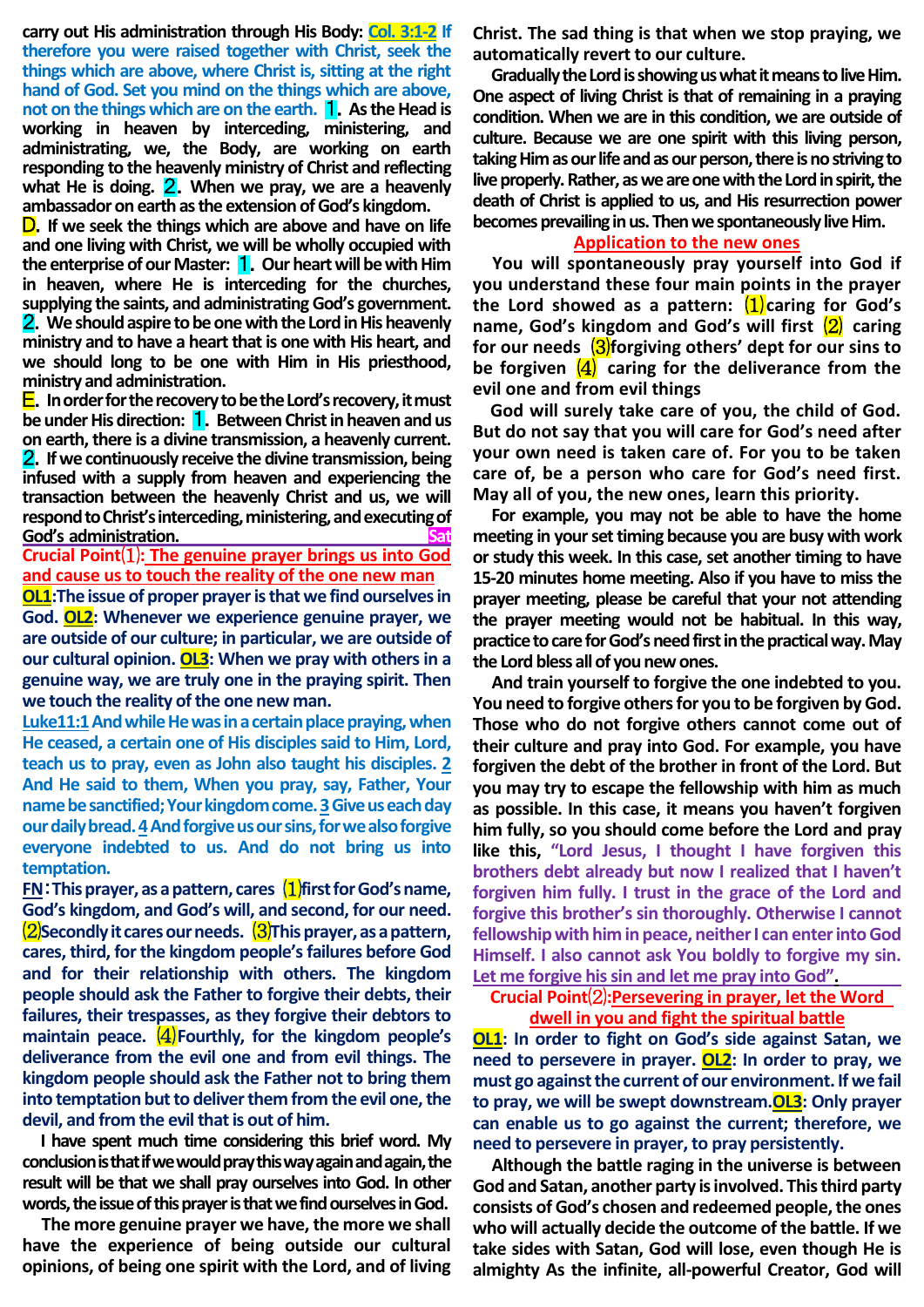carry out His administration through His Body: **Col. 3:1-2** If therefore you were raised together with Christ, seek the things which are above, where Christ is, sitting at the right hand of God. Set you mind on the things which are above, not on the things which are on the earth. **1**. As the Head is working in heaven by interceding, ministering, and administrating, we, the Body, are working on earth responding to the heavenly ministry of Christ and reflecting what He is doing. **2**. When we pray, we are a heavenly ambassador on earth as the extension of God's kingdom.

**D**. If we seek the things which are above and have on life and one living with Christ, we will be wholly occupied with the enterprise of our Master: **1**. Our heart will be with Him in heaven, where He is interceding for the churches, supplying the saints, and administrating God's government. **2**. We should aspire to be one with the Lord in His heavenly ministry and to have a heart that is one with His heart, and we should long to be one with Him in His priesthood, ministry and administration.

**E**. In order for the recovery to be the Lord's recovery, it must be under His direction: **1**. Between Christ in heaven and us on earth, there is a divine transmission, a heavenly current. **2**. If we continuously receive the divine transmission, being infused with a supply from heaven and experiencing the transaction between the heavenly Christ and us, we will respond to Christ's interceding, ministering, and executing of God's administration. Sat

## Crucial Point⑴: The genuine prayer brings us into God and cause us to touch the reality of the one new man

**OL1**:The issue of proper prayer is that we find ourselves in God. **OL2**: Whenever we experience genuine prayer, we are outside of our culture; in particular, we are outside of our cultural opinion. **OL3**: When we pray with others in a genuine way, we are truly one in the praying spirit. Then we touch the reality of the one new man.

**Luke11:1** And while He was in a certain place praying, when He ceased, a certain one of His disciples said to Him, Lord, teach us to pray, even as John also taught his disciples. **2** And He said to them, When you pray, say, Father, Your name be sanctified; Your kingdom come. **3** Give us each day our daily bread. **4** And forgive us our sins, for we also forgive everyone indebted to us. And do not bring us into temptation.

**FN**: This prayer, as a pattern, cares ⑴first for God's name, God's kingdom, and God's will, and second, for our need. ⑵Secondly it cares our needs. ⑶This prayer, as a pattern, cares, third, for the kingdom people's failures before God and for their relationship with others. The kingdom people should ask the Father to forgive their debts, their failures, their trespasses, as they forgive their debtors to maintain peace. ⑷Fourthly, for the kingdom people's deliverance from the evil one and from evil things. The kingdom people should ask the Father not to bring them into temptation but to deliver them from the evil one, the devil, and from the evil that is out of him.

I have spent much time considering this brief word. My conclusion is that if we would pray this way again and again, the result will be that we shall pray ourselves into God. In other words, the issue of this prayer is that we find ourselves in God.

The more genuine prayer we have, the more we shall have the experience of being outside our cultural opinions, of being one spirit with the Lord, and of living Christ. The sad thing is that when we stop praying, we automatically revert to our culture.

Gradually the Lord is showing us what it means to live Him. One aspect of living Christ is that of remaining in a praying condition. When we are in this condition, we are outside of culture. Because we are one spirit with this living person, taking Him as our life and as our person, there is no striving to live properly. Rather, as we are one with the Lord in spirit, the death of Christ is applied to us, and His resurrection power becomes prevailing in us. Then we spontaneously live Him.

### Application to the new ones

You will spontaneously pray yourself into God if you understand these four main points in the prayer the Lord showed as a pattern: ⑴caring for God's name, God's kingdom and God's will first ⑵ caring for our needs ⑶forgiving others' dept for our sins to be forgiven ⑷ caring for the deliverance from the evil one and from evil things

God will surely take care of you, the child of God. But do not say that you will care for God's need after your own need is taken care of. For you to be taken care of, be a person who care for God's need first. May all of you, the new ones, learn this priority.

For example, you may not be able to have the home meeting in your set timing because you are busy with work or study this week. In this case, set another timing to have 15-20 minutes home meeting. Also if you have to miss the prayer meeting, please be careful that your not attending the prayer meeting would not be habitual. In this way, practice to care for God's need first in the practical way. May the Lord bless all of you new ones.

And train yourself to forgive the one indebted to you. You need to forgive others for you to be forgiven by God. Those who do not forgive others cannot come out of their culture and pray into God. For example, you have forgiven the debt of the brother in front of the Lord. But you may try to escape the fellowship with him as much as possible. In this case, it means you haven't forgiven him fully, so you should come before the Lord and pray like this, "Lord Jesus, I thought I have forgiven this brothers debt already but now I realized that I haven't forgiven him fully. I trust in the grace of the Lord and forgive this brother's sin thoroughly. Otherwise I cannot fellowship with him in peace, neither I can enter into God Himself. I also cannot ask You boldly to forgive my sin. Let me forgive his sin and let me pray into God".

## Crucial Point⑵:Persevering in prayer, let the Word dwell in you and fight the spiritual battle

**OL1**: In order to fight on God's side against Satan, we need to persevere in prayer. **OL2**: In order to pray, we must go against the current of our environment. If we fail to pray, we will be swept downstream.**OL3**: Only prayer can enable us to go against the current; therefore, we need to persevere in prayer, to pray persistently.

Although the battle raging in the universe is between God and Satan, another party is involved. This third party consists of God's chosen and redeemed people, the ones who will actually decide the outcome of the battle. If we take sides with Satan, God will lose, even though He is almighty As the infinite, all-powerful Creator, God will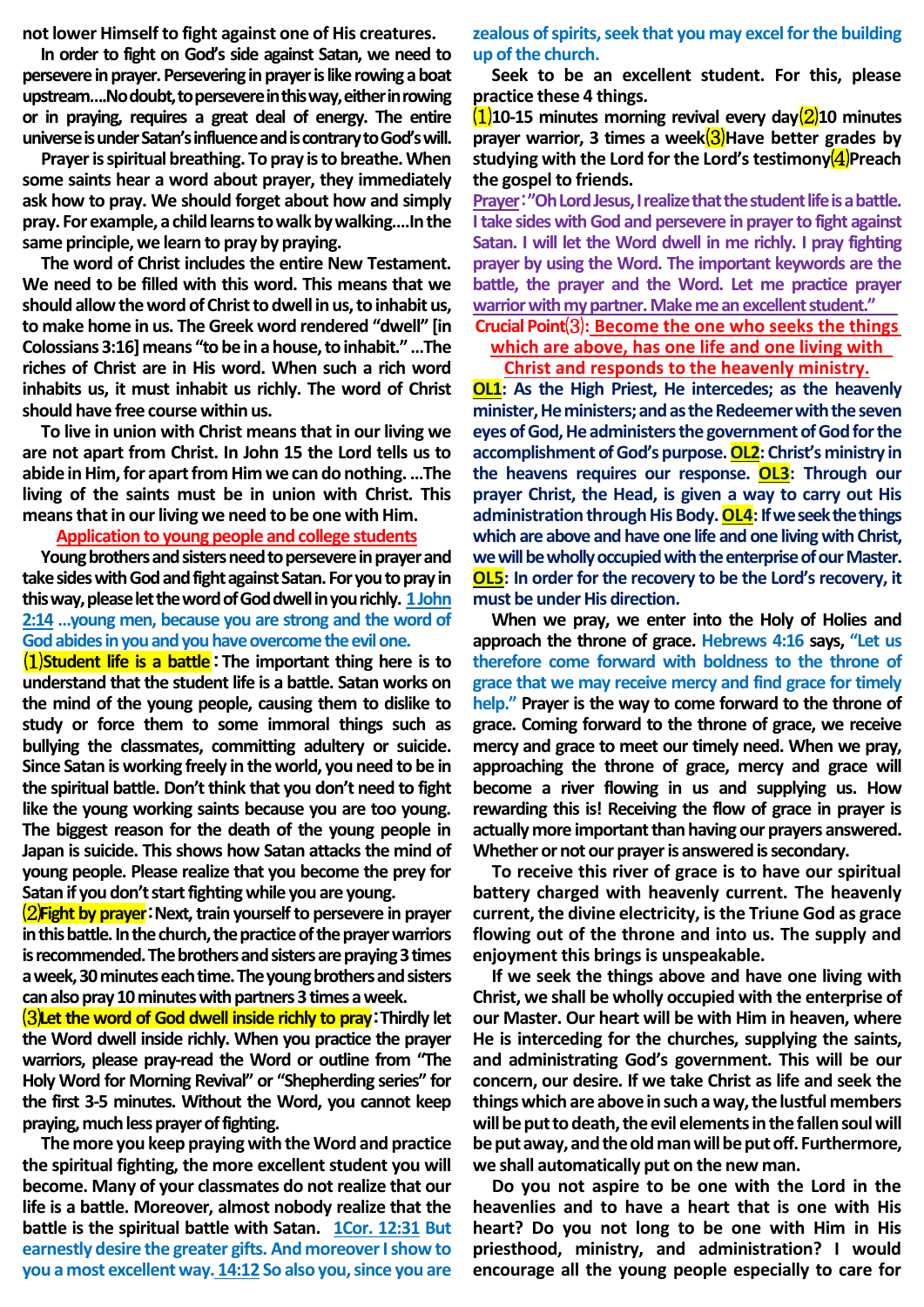not lower Himself to fight against one of His creatures.

In order to fight on God's side against Satan, we need to persevere in prayer. Persevering in prayer is like rowing a boat upstream….No doubt, to persevere in this way, either in rowing or in praying, requires a great deal of energy. The entire universe is under Satan's influence and is contrary to God's will.

Prayer is spiritual breathing. To pray is to breathe. When some saints hear a word about prayer, they immediately ask how to pray. We should forget about how and simply pray. For example, a child learns to walk by walking….In the same principle, we learn to pray by praying.

The word of Christ includes the entire New Testament. We need to be filled with this word. This means that we should allow the word of Christ to dwell in us, to inhabit us, to make home in us. The Greek word rendered "dwell" [in Colossians 3:16] means "to be in a house, to inhabit." …The riches of Christ are in His word. When such a rich word inhabits us, it must inhabit us richly. The word of Christ should have free course within us.

To live in union with Christ means that in our living we are not apart from Christ. In John 15 the Lord tells us to abide in Him, for apart from Him we can do nothing. …The living of the saints must be in union with Christ. This means that in our living we need to be one with Him.

## Application to young people and college students

**Young brothers and sisters need to persevere in prayer and take sides with God and fight against Satan. For you to pray in this way, please let the word of God dwell in you richly. 1 John 2:14 …young men, because you are strong and the word of God abides in you and you have overcome the evil one.**

**⑴Student life is a battle**：The important thing here is to understand that the student life is a battle. Satan works on the mind of the young people, causing them to dislike to study or force them to some immoral things such as bullying the classmates, committing adultery or suicide. Since Satan is working freely in the world, you need to be in the spiritual battle. Don't think that you don't need to fight like the young working saints because you are too young. The biggest reason for the death of the young people in Japan is suicide. This shows how Satan attacks the mind of young people. Please realize that you become the prey for Satan if you don't start fighting while you are young.

**⑵Fight by prayer**：Next, train yourself to persevere in prayer in this battle. In the church, the practice of the prayer warriors is recommended. The brothers and sisters are praying 3 times a week, 30 minutes each time. The young brothers and sisters can also pray 10 minutes with partners 3 times a week.

**⑶Let the word of God dwell inside richly to pray**：Thirdly let the Word dwell inside richly. When you practice the prayer warriors, please pray-read the Word or outline from "The Holy Word for Morning Revival" or "Shepherding series" for the first 3-5 minutes. Without the Word, you cannot keep praying, much less prayer of fighting.

The more you keep praying with the Word and practice the spiritual fighting, the more excellent student you will become. Many of your classmates do not realize that our life is a battle. Moreover, almost nobody realize that the battle is the spiritual battle with Satan. **1Cor. 12:31 But earnestly desire the greater gifts. And moreover I show to you a most excellent way. 14:12 So also you, since you are zealous of spirits, seek that you may excel for the building up of the church.**

Seek to be an excellent student. For this, please practice these 4 things.

⑴10-15 minutes morning revival every day⑵10 minutes prayer warrior, 3 times a week⑶Have better grades by studying with the Lord for the Lord's testimony⑷Preach the gospel to friends.

**Prayer："Oh Lord Jesus, I realize that the student life is a battle. I take sides with God and persevere in prayer to fight against Satan. I will let the Word dwell in me richly. I pray fighting prayer by using the Word. The important keywords are the battle, the prayer and the Word. Let me practice prayer warrior with my partner. Make me an excellent student."**

## Crucial Point⑶: Become the one who seeks the things which are above, has one life and one living with Christ and responds to the heavenly ministry.

**OL1: As the High Priest, He intercedes; as the heavenly minister, He ministers; and as the Redeemer with the seven eyes of God, He administers the government of God for the accomplishment of God's purpose. OL2: Christ's ministry in the heavens requires our response. OL3: Through our prayer Christ, the Head, is given a way to carry out His administration through His Body. OL4: If we seek the things which are above and have one life and one living with Christ, we will be wholly occupied with the enterprise of our Master. OL5: In order for the recovery to be the Lord's recovery, it must be under His direction.**

When we pray, we enter into the Holy of Holies and approach the throne of grace. **Hebrews 4:16 says, "Let us therefore come forward with boldness to the throne of grace that we may receive mercy and find grace for timely help."** Prayer is the way to come forward to the throne of grace. Coming forward to the throne of grace, we receive mercy and grace to meet our timely need. When we pray, approaching the throne of grace, mercy and grace will become a river flowing in us and supplying us. How rewarding this is! Receiving the flow of grace in prayer is actually more important than having our prayers answered. Whether or not our prayer is answered is secondary.

To receive this river of grace is to have our spiritual battery charged with heavenly current. The heavenly current, the divine electricity, is the Triune God as grace flowing out of the throne and into us. The supply and enjoyment this brings is unspeakable.

If we seek the things above and have one living with Christ, we shall be wholly occupied with the enterprise of our Master. Our heart will be with Him in heaven, where He is interceding for the churches, supplying the saints, and administrating God's government. This will be our concern, our desire. If we take Christ as life and seek the things which are above in such a way, the lustful members will be put to death, the evil elements in the fallen soul will be put away, and the old man will be put off. Furthermore, we shall automatically put on the new man.

Do you not aspire to be one with the Lord in the heavenlies and to have a heart that is one with His heart? Do you not long to be one with Him in His priesthood, ministry, and administration? I would encourage all the young people especially to care for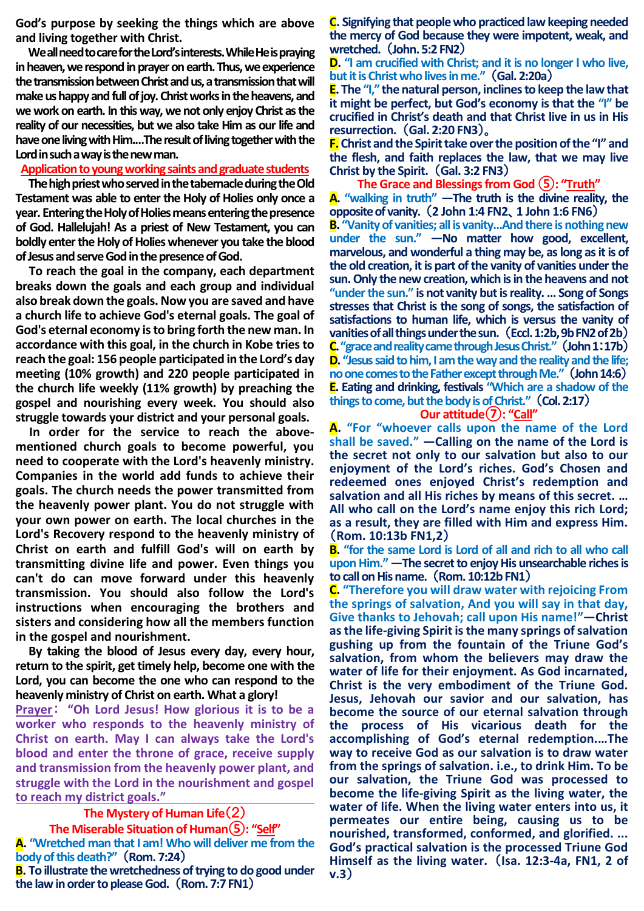God's purpose by seeking the things which are above and living together with Christ.

We all need to care for the Lord's interests. While He is praying in heaven, we respond in prayer on earth. Thus, we experience the transmission between Christ and us, a transmission that will make us happy and full of joy. Christ works in the heavens, and we work on earth. In this way, we not only enjoy Christ as the reality of our necessities, but we also take Him as our life and have one living with Him....The result of living together with the Lord in such a way is the new man.

**Application to young working saints and graduate students**

The high priest who served in the tabernacle during the Old Testament was able to enter the Holy of Holies only once a year. Entering the Holy of Holies means entering the presence of God. Hallelujah! As a priest of New Testament, you can boldly enter the Holy of Holies whenever you take the blood of Jesus and serve God in the presence of God.

To reach the goal in the company, each department breaks down the goals and each group and individual also break down the goals. Now you are saved and have a church life to achieve God's eternal goals. The goal of God's eternal economy is to bring forth the new man. In accordance with this goal, in the church in Kobe tries to reach the goal: 156 people participated in the Lord's day meeting (10% growth) and 220 people participated in the church life weekly (11% growth) by preaching the gospel and nourishing every week. You should also struggle towards your district and your personal goals.

In order for the service to reach the above-mentioned church goals to become powerful, you need to cooperate with the Lord's heavenly ministry. Companies in the world add funds to achieve their goals. The church needs the power transmitted from the heavenly power plant. You do not struggle with your own power on earth. The local churches in the Lord's Recovery respond to the heavenly ministry of Christ on earth and fulfill God's will on earth by transmitting divine life and power. Even things you can't do can move forward under this heavenly transmission. You should also follow the Lord's instructions when encouraging the brothers and sisters and considering how all the members function in the gospel and nourishment.

By taking the blood of Jesus every day, every hour, return to the spirit, get timely help, become one with the Lord, you can become the one who can respond to the heavenly ministry of Christ on earth. What a glory!

**Prayer**: "Oh Lord Jesus! How glorious it is to be a worker who responds to the heavenly ministry of Christ on earth. May I can always take the Lord's blood and enter the throne of grace, receive supply and transmission from the heavenly power plant, and struggle with the Lord in the nourishment and gospel to reach my district goals."

**The Mystery of Human Life（2）**

**The Miserable Situation of Human⑤: "Self"**

**A.** "Wretched man that I am! Who will deliver me from the body of this death?"（Rom. 7:24）

**B.** To illustrate the wretchedness of trying to do good under the law in order to please God.（Rom. 7:7 FN1）

**C.** Signifying that people who practiced law keeping needed the mercy of God because they were impotent, weak, and wretched.（John. 5:2 FN2）

**D.** "I am crucified with Christ; and it is no longer I who live, but it is Christ who lives in me."（Gal. 2:20a）

**E.** The "I," the natural person, inclines to keep the law that it might be perfect, but God's economy is that the "I" be crucified in Christ's death and that Christ live in us in His resurrection.（Gal. 2:20 FN3）。

**F.** Christ and the Spirit take over the position of the "I" and the flesh, and faith replaces the law, that we may live Christ by the Spirit.（Gal. 3:2 FN3）

**The Grace and Blessings from God ⑤: "Truth"**

**A.** "walking in truth" —The truth is the divine reality, the opposite of vanity.（2 John 1:4 FN2、1 John 1:6 FN6）

**B.** "Vanity of vanities; all is vanity...And there is nothing new under the sun." —No matter how good, excellent, marvelous, and wonderful a thing may be, as long as it is of the old creation, it is part of the vanity of vanities under the sun. Only the new creation, which is in the heavens and not "under the sun." is not vanity but is reality. ... Song of Songs stresses that Christ is the song of songs, the satisfaction of satisfactions to human life, which is versus the vanity of vanities of all things under the sun.（Eccl. 1:2b, 9b FN2 of 2b）

**C.** "grace and reality came through Jesus Christ."（John 1:17b）

**D.** "Jesus said to him, I am the way and the reality and the life; no one comes to the Father except through Me."（John 14:6）

**E.** Eating and drinking, festivals "Which are a shadow of the things to come, but the body is of Christ."（Col. 2:17）

**Our attitude⑦: "Call"**

**A.** "For "whoever calls upon the name of the Lord shall be saved." —Calling on the name of the Lord is the secret not only to our salvation but also to our enjoyment of the Lord's riches. God's Chosen and redeemed ones enjoyed Christ's redemption and salvation and all His riches by means of this secret. ... All who call on the Lord's name enjoy this rich Lord; as a result, they are filled with Him and express Him.（Rom. 10:13b FN1,2）

**B.** "for the same Lord is Lord of all and rich to all who call upon Him." —The secret to enjoy His unsearchable riches is to call on His name.（Rom. 10:12b FN1）

**C.** "Therefore you will draw water with rejoicing From the springs of salvation, And you will say in that day, Give thanks to Jehovah; call upon His name!"—Christ as the life-giving Spirit is the many springs of salvation gushing up from the fountain of the Triune God's salvation, from whom the believers may draw the water of life for their enjoyment. As God incarnated, Christ is the very embodiment of the Triune God. Jesus, Jehovah our savior and our salvation, has become the source of our eternal salvation through the process of His vicarious death for the accomplishing of God's eternal redemption....The way to receive God as our salvation is to draw water from the springs of salvation. i.e., to drink Him. To be our salvation, the Triune God was processed to become the life-giving Spirit as the living water, the water of life. When the living water enters into us, it permeates our entire being, causing us to be nourished, transformed, conformed, and glorified. ... God's practical salvation is the processed Triune God Himself as the living water.（Isa. 12:3-4a, FN1, 2 of v.3）